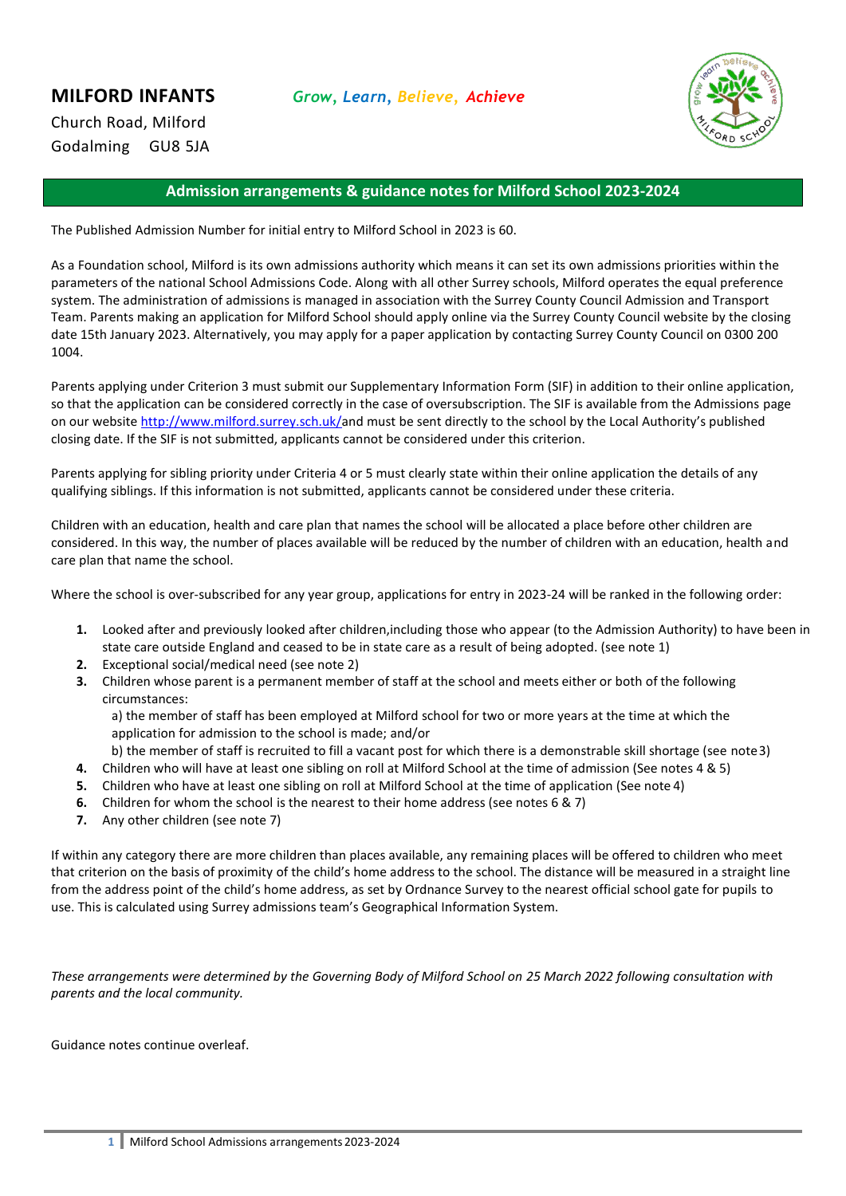# MILFORD INFANTS

*Grow, Learn, Believe, Achieve*

Church Road, Milford
Godalming GU8 5JA

## Admission arrangements & guidance notes for Milford School 2023-2024

The Published Admission Number for initial entry to Milford School in 2023 is 60.

As a Foundation school, Milford is its own admissions authority which means it can set its own admissions priorities within the parameters of the national School Admissions Code. Along with all other Surrey schools, Milford operates the equal preference system. The administration of admissions is managed in association with the Surrey County Council Admission and Transport Team. Parents making an application for Milford School should apply online via the Surrey County Council website by the closing date 15th January 2023. Alternatively, you may apply for a paper application by contacting Surrey County Council on 0300 200 1004.

Parents applying under Criterion 3 must submit our Supplementary Information Form (SIF) in addition to their online application, so that the application can be considered correctly in the case of oversubscription. The SIF is available from the Admissions page on our website http://www.milford.surrey.sch.uk/and must be sent directly to the school by the Local Authority's published closing date. If the SIF is not submitted, applicants cannot be considered under this criterion.

Parents applying for sibling priority under Criteria 4 or 5 must clearly state within their online application the details of any qualifying siblings. If this information is not submitted, applicants cannot be considered under these criteria.

Children with an education, health and care plan that names the school will be allocated a place before other children are considered. In this way, the number of places available will be reduced by the number of children with an education, health and care plan that name the school.

Where the school is over-subscribed for any year group, applications for entry in 2023-24 will be ranked in the following order:

1. Looked after and previously looked after children,including those who appear (to the Admission Authority) to have been in state care outside England and ceased to be in state care as a result of being adopted. (see note 1)
2. Exceptional social/medical need (see note 2)
3. Children whose parent is a permanent member of staff at the school and meets either or both of the following circumstances:
   a) the member of staff has been employed at Milford school for two or more years at the time at which the application for admission to the school is made; and/or
   b) the member of staff is recruited to fill a vacant post for which there is a demonstrable skill shortage (see note 3)
4. Children who will have at least one sibling on roll at Milford School at the time of admission (See notes 4 & 5)
5. Children who have at least one sibling on roll at Milford School at the time of application (See note 4)
6. Children for whom the school is the nearest to their home address (see notes 6 & 7)
7. Any other children (see note 7)

If within any category there are more children than places available, any remaining places will be offered to children who meet that criterion on the basis of proximity of the child's home address to the school. The distance will be measured in a straight line from the address point of the child's home address, as set by Ordnance Survey to the nearest official school gate for pupils to use. This is calculated using Surrey admissions team's Geographical Information System.

*These arrangements were determined by the Governing Body of Milford School on 25 March 2022 following consultation with parents and the local community.*

Guidance notes continue overleaf.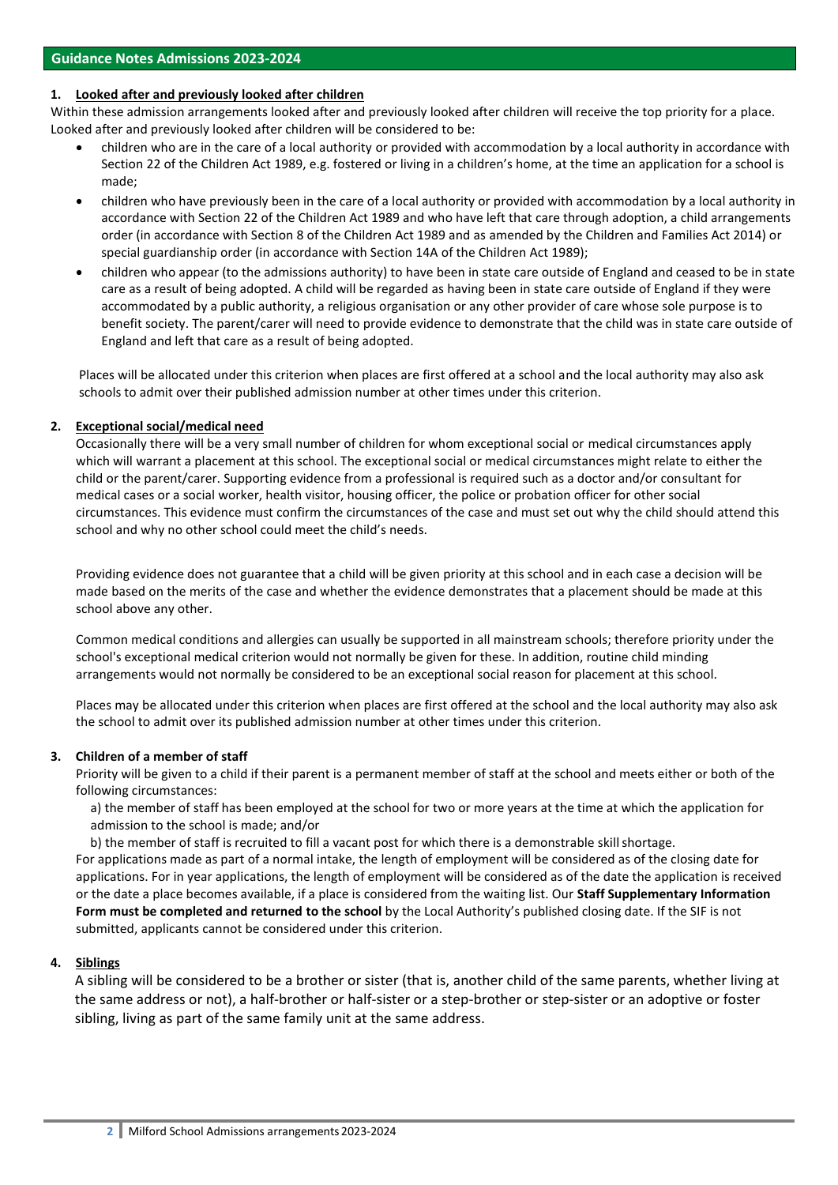## Guidance Notes Admissions 2023-2024

### 1. Looked after and previously looked after children

Within these admission arrangements looked after and previously looked after children will receive the top priority for a place. Looked after and previously looked after children will be considered to be:

- children who are in the care of a local authority or provided with accommodation by a local authority in accordance with Section 22 of the Children Act 1989, e.g. fostered or living in a children's home, at the time an application for a school is made;
- children who have previously been in the care of a local authority or provided with accommodation by a local authority in accordance with Section 22 of the Children Act 1989 and who have left that care through adoption, a child arrangements order (in accordance with Section 8 of the Children Act 1989 and as amended by the Children and Families Act 2014) or special guardianship order (in accordance with Section 14A of the Children Act 1989);
- children who appear (to the admissions authority) to have been in state care outside of England and ceased to be in state care as a result of being adopted. A child will be regarded as having been in state care outside of England if they were accommodated by a public authority, a religious organisation or any other provider of care whose sole purpose is to benefit society. The parent/carer will need to provide evidence to demonstrate that the child was in state care outside of England and left that care as a result of being adopted.

Places will be allocated under this criterion when places are first offered at a school and the local authority may also ask schools to admit over their published admission number at other times under this criterion.

### 2. Exceptional social/medical need

Occasionally there will be a very small number of children for whom exceptional social or medical circumstances apply which will warrant a placement at this school. The exceptional social or medical circumstances might relate to either the child or the parent/carer. Supporting evidence from a professional is required such as a doctor and/or consultant for medical cases or a social worker, health visitor, housing officer, the police or probation officer for other social circumstances. This evidence must confirm the circumstances of the case and must set out why the child should attend this school and why no other school could meet the child's needs.

Providing evidence does not guarantee that a child will be given priority at this school and in each case a decision will be made based on the merits of the case and whether the evidence demonstrates that a placement should be made at this school above any other.

Common medical conditions and allergies can usually be supported in all mainstream schools; therefore priority under the school's exceptional medical criterion would not normally be given for these. In addition, routine child minding arrangements would not normally be considered to be an exceptional social reason for placement at this school.

Places may be allocated under this criterion when places are first offered at the school and the local authority may also ask the school to admit over its published admission number at other times under this criterion.

### 3. Children of a member of staff

Priority will be given to a child if their parent is a permanent member of staff at the school and meets either or both of the following circumstances:

a) the member of staff has been employed at the school for two or more years at the time at which the application for admission to the school is made; and/or

b) the member of staff is recruited to fill a vacant post for which there is a demonstrable skill shortage.

For applications made as part of a normal intake, the length of employment will be considered as of the closing date for applications. For in year applications, the length of employment will be considered as of the date the application is received or the date a place becomes available, if a place is considered from the waiting list. Our **Staff Supplementary Information Form must be completed and returned to the school** by the Local Authority's published closing date. If the SIF is not submitted, applicants cannot be considered under this criterion.

### 4. Siblings

A sibling will be considered to be a brother or sister (that is, another child of the same parents, whether living at the same address or not), a half-brother or half-sister or a step-brother or step-sister or an adoptive or foster sibling, living as part of the same family unit at the same address.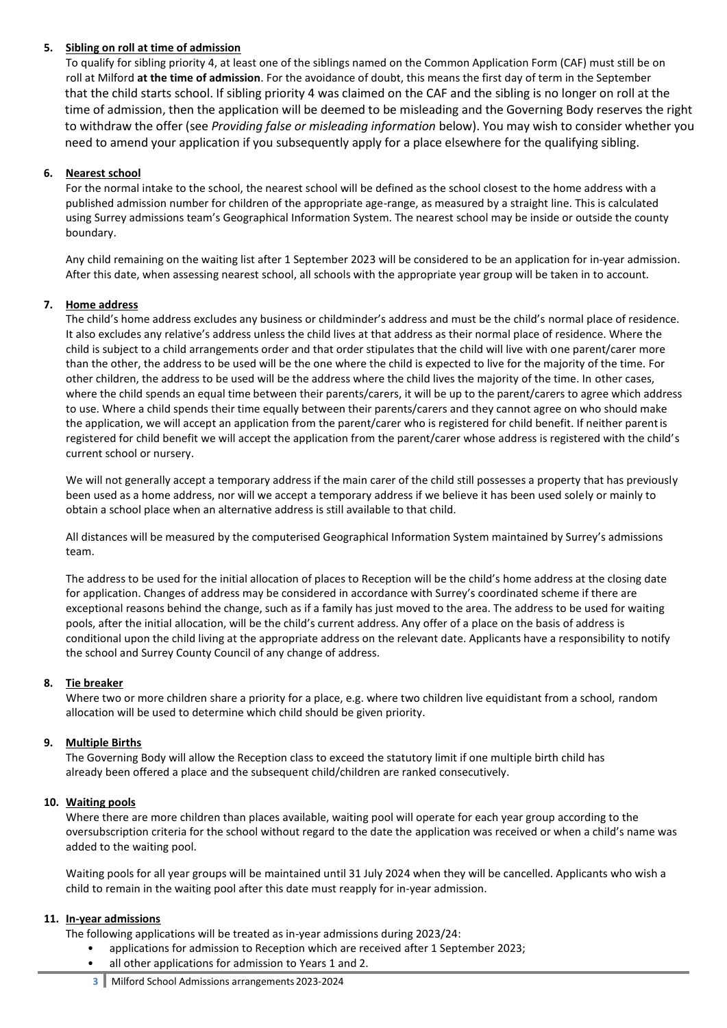5. **Sibling on roll at time of admission**

   To qualify for sibling priority 4, at least one of the siblings named on the Common Application Form (CAF) must still be on roll at Milford **at the time of admission**. For the avoidance of doubt, this means the first day of term in the September that the child starts school. If sibling priority 4 was claimed on the CAF and the sibling is no longer on roll at the time of admission, then the application will be deemed to be misleading and the Governing Body reserves the right to withdraw the offer (see *Providing false or misleading information* below). You may wish to consider whether you need to amend your application if you subsequently apply for a place elsewhere for the qualifying sibling.

6. **Nearest school**

   For the normal intake to the school, the nearest school will be defined as the school closest to the home address with a published admission number for children of the appropriate age-range, as measured by a straight line. This is calculated using Surrey admissions team's Geographical Information System. The nearest school may be inside or outside the county boundary.

   Any child remaining on the waiting list after 1 September 2023 will be considered to be an application for in-year admission. After this date, when assessing nearest school, all schools with the appropriate year group will be taken in to account.

7. **Home address**

   The child's home address excludes any business or childminder's address and must be the child's normal place of residence. It also excludes any relative's address unless the child lives at that address as their normal place of residence. Where the child is subject to a child arrangements order and that order stipulates that the child will live with one parent/carer more than the other, the address to be used will be the one where the child is expected to live for the majority of the time. For other children, the address to be used will be the address where the child lives the majority of the time. In other cases, where the child spends an equal time between their parents/carers, it will be up to the parent/carers to agree which address to use. Where a child spends their time equally between their parents/carers and they cannot agree on who should make the application, we will accept an application from the parent/carer who is registered for child benefit. If neither parent is registered for child benefit we will accept the application from the parent/carer whose address is registered with the child's current school or nursery.

   We will not generally accept a temporary address if the main carer of the child still possesses a property that has previously been used as a home address, nor will we accept a temporary address if we believe it has been used solely or mainly to obtain a school place when an alternative address is still available to that child.

   All distances will be measured by the computerised Geographical Information System maintained by Surrey's admissions team.

   The address to be used for the initial allocation of places to Reception will be the child's home address at the closing date for application. Changes of address may be considered in accordance with Surrey's coordinated scheme if there are exceptional reasons behind the change, such as if a family has just moved to the area. The address to be used for waiting pools, after the initial allocation, will be the child's current address. Any offer of a place on the basis of address is conditional upon the child living at the appropriate address on the relevant date. Applicants have a responsibility to notify the school and Surrey County Council of any change of address.

8. **Tie breaker**

   Where two or more children share a priority for a place, e.g. where two children live equidistant from a school, random allocation will be used to determine which child should be given priority.

9. **Multiple Births**

   The Governing Body will allow the Reception class to exceed the statutory limit if one multiple birth child has already been offered a place and the subsequent child/children are ranked consecutively.

10. **Waiting pools**

    Where there are more children than places available, waiting pool will operate for each year group according to the oversubscription criteria for the school without regard to the date the application was received or when a child's name was added to the waiting pool.

    Waiting pools for all year groups will be maintained until 31 July 2024 when they will be cancelled. Applicants who wish a child to remain in the waiting pool after this date must reapply for in-year admission.

11. **In-year admissions**

    The following applications will be treated as in-year admissions during 2023/24:

    - applications for admission to Reception which are received after 1 September 2023;
    - all other applications for admission to Years 1 and 2.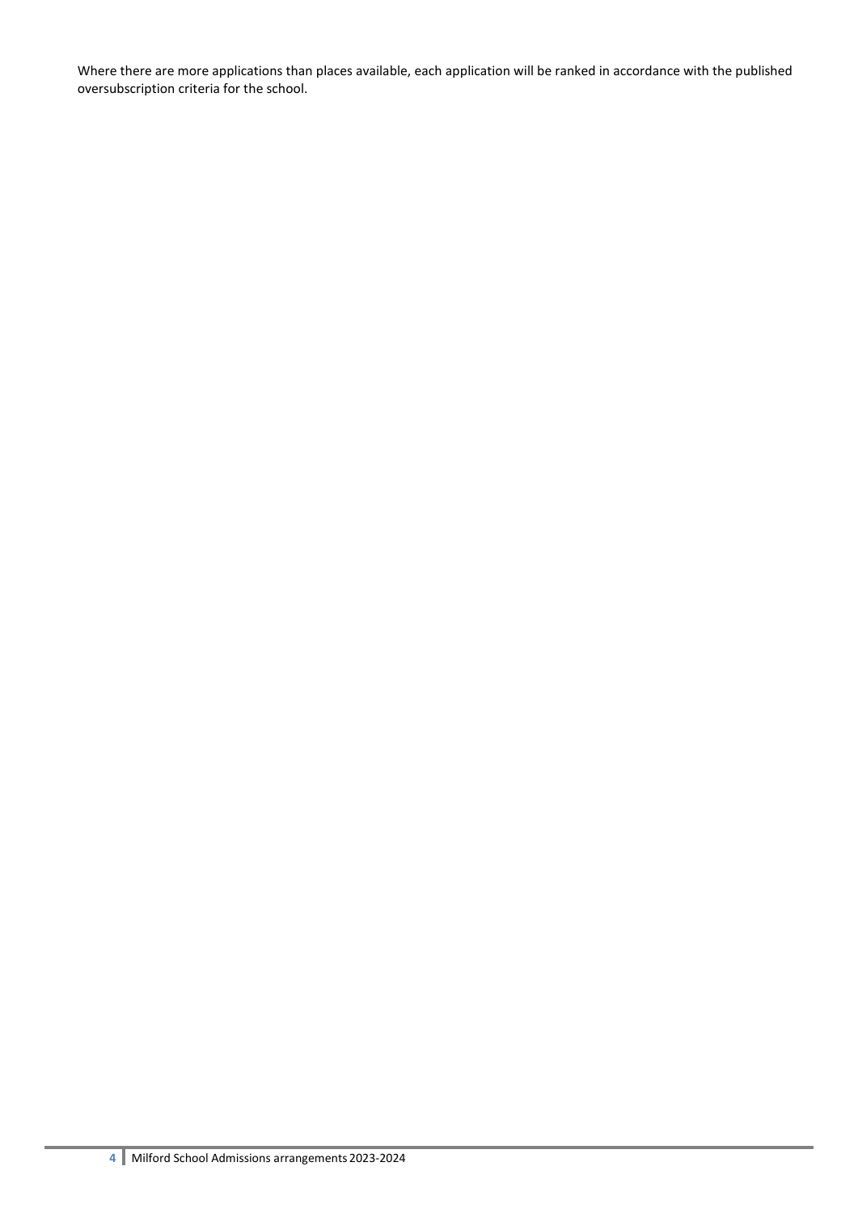Where there are more applications than places available, each application will be ranked in accordance with the published oversubscription criteria for the school.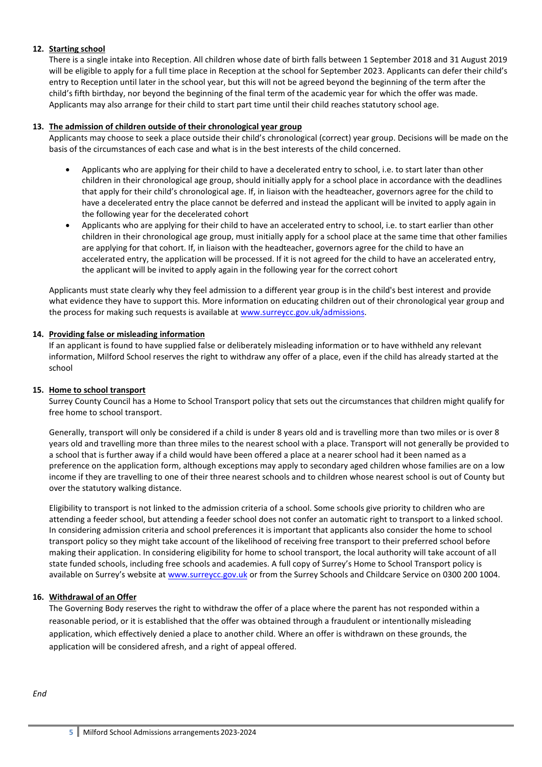12. **Starting school**

There is a single intake into Reception. All children whose date of birth falls between 1 September 2018 and 31 August 2019 will be eligible to apply for a full time place in Reception at the school for September 2023. Applicants can defer their child's entry to Reception until later in the school year, but this will not be agreed beyond the beginning of the term after the child's fifth birthday, nor beyond the beginning of the final term of the academic year for which the offer was made. Applicants may also arrange for their child to start part time until their child reaches statutory school age.

13. **The admission of children outside of their chronological year group**

Applicants may choose to seek a place outside their child's chronological (correct) year group. Decisions will be made on the basis of the circumstances of each case and what is in the best interests of the child concerned.

- Applicants who are applying for their child to have a decelerated entry to school, i.e. to start later than other children in their chronological age group, should initially apply for a school place in accordance with the deadlines that apply for their child's chronological age. If, in liaison with the headteacher, governors agree for the child to have a decelerated entry the place cannot be deferred and instead the applicant will be invited to apply again in the following year for the decelerated cohort
- Applicants who are applying for their child to have an accelerated entry to school, i.e. to start earlier than other children in their chronological age group, must initially apply for a school place at the same time that other families are applying for that cohort. If, in liaison with the headteacher, governors agree for the child to have an accelerated entry, the application will be processed. If it is not agreed for the child to have an accelerated entry, the applicant will be invited to apply again in the following year for the correct cohort

Applicants must state clearly why they feel admission to a different year group is in the child's best interest and provide what evidence they have to support this. More information on educating children out of their chronological year group and the process for making such requests is available at www.surreycc.gov.uk/admissions.

14. **Providing false or misleading information**

If an applicant is found to have supplied false or deliberately misleading information or to have withheld any relevant information, Milford School reserves the right to withdraw any offer of a place, even if the child has already started at the school

15. **Home to school transport**

Surrey County Council has a Home to School Transport policy that sets out the circumstances that children might qualify for free home to school transport.

Generally, transport will only be considered if a child is under 8 years old and is travelling more than two miles or is over 8 years old and travelling more than three miles to the nearest school with a place. Transport will not generally be provided to a school that is further away if a child would have been offered a place at a nearer school had it been named as a preference on the application form, although exceptions may apply to secondary aged children whose families are on a low income if they are travelling to one of their three nearest schools and to children whose nearest school is out of County but over the statutory walking distance.

Eligibility to transport is not linked to the admission criteria of a school. Some schools give priority to children who are attending a feeder school, but attending a feeder school does not confer an automatic right to transport to a linked school. In considering admission criteria and school preferences it is important that applicants also consider the home to school transport policy so they might take account of the likelihood of receiving free transport to their preferred school before making their application. In considering eligibility for home to school transport, the local authority will take account of all state funded schools, including free schools and academies. A full copy of Surrey's Home to School Transport policy is available on Surrey's website at www.surreycc.gov.uk or from the Surrey Schools and Childcare Service on 0300 200 1004.

16. **Withdrawal of an Offer**

The Governing Body reserves the right to withdraw the offer of a place where the parent has not responded within a reasonable period, or it is established that the offer was obtained through a fraudulent or intentionally misleading application, which effectively denied a place to another child. Where an offer is withdrawn on these grounds, the application will be considered afresh, and a right of appeal offered.

*End*